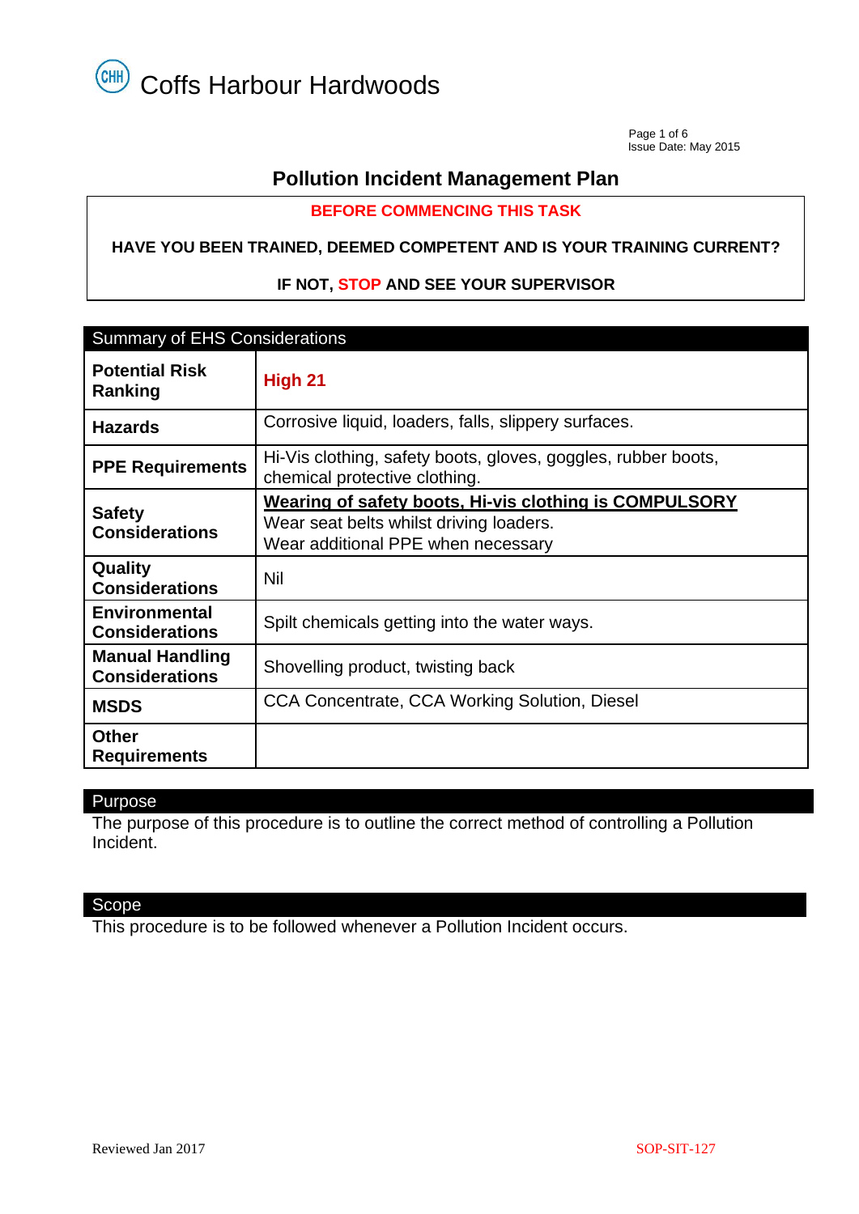# Coffs Harbour Hardwoods

Issue Date: May 2015

## Pollution Incident Management Plan

**BEFORE COMMENCING THIS TASK**

**HAVE YOU BEEN TRAINED, DEEMED COMPETENT AND IS YOUR TRAINING CURRENT?**

**IF NOT, STOP AND SEE YOUR SUPERVISOR**

| Summary of EHS Considerations | |
|---|---|
| **Potential Risk Ranking** | **High 21** |
| **Hazards** | Corrosive liquid, loaders, falls, slippery surfaces. |
| **PPE Requirements** | Hi-Vis clothing, safety boots, gloves, goggles, rubber boots, chemical protective clothing. |
| **Safety Considerations** | **Wearing of safety boots, Hi-vis clothing is COMPULSORY**<br>Wear seat belts whilst driving loaders.<br>Wear additional PPE when necessary |
| **Quality Considerations** | Nil |
| **Environmental Considerations** | Spilt chemicals getting into the water ways. |
| **Manual Handling Considerations** | Shovelling product, twisting back |
| **MSDS** | CCA Concentrate, CCA Working Solution, Diesel |
| **Other Requirements** | |

## Purpose

The purpose of this procedure is to outline the correct method of controlling a Pollution Incident.

## Scope

This procedure is to be followed whenever a Pollution Incident occurs.

Reviewed Jan 2017

SOP-SIT-127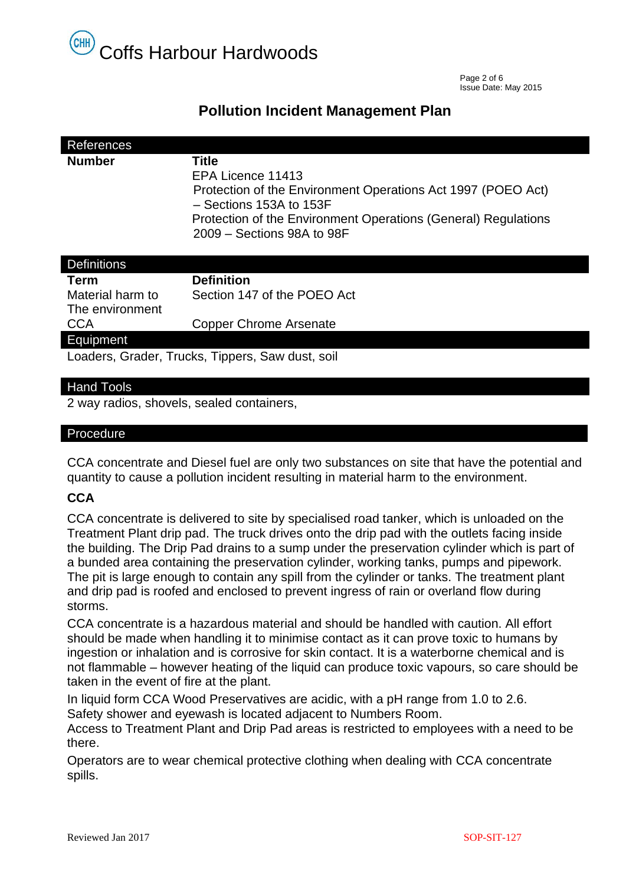# Coffs Harbour Hardwoods

## Pollution Incident Management Plan

### References

| Number | Title |
| --- | --- |
| | EPA Licence 11413 |
| | Protection of the Environment Operations Act 1997 (POEO Act) – Sections 153A to 153F |
| | Protection of the Environment Operations (General) Regulations 2009 – Sections 98A to 98F |

### Definitions

| Term | Definition |
| --- | --- |
| Material harm to The environment | Section 147 of the POEO Act |
| CCA | Copper Chrome Arsenate |

### Equipment

Loaders, Grader, Trucks, Tippers, Saw dust, soil

### Hand Tools

2 way radios, shovels, sealed containers,

### Procedure

CCA concentrate and Diesel fuel are only two substances on site that have the potential and quantity to cause a pollution incident resulting in material harm to the environment.

**CCA**

CCA concentrate is delivered to site by specialised road tanker, which is unloaded on the Treatment Plant drip pad. The truck drives onto the drip pad with the outlets facing inside the building. The Drip Pad drains to a sump under the preservation cylinder which is part of a bunded area containing the preservation cylinder, working tanks, pumps and pipework. The pit is large enough to contain any spill from the cylinder or tanks. The treatment plant and drip pad is roofed and enclosed to prevent ingress of rain or overland flow during storms.

CCA concentrate is a hazardous material and should be handled with caution. All effort should be made when handling it to minimise contact as it can prove toxic to humans by ingestion or inhalation and is corrosive for skin contact. It is a waterborne chemical and is not flammable – however heating of the liquid can produce toxic vapours, so care should be taken in the event of fire at the plant.

In liquid form CCA Wood Preservatives are acidic, with a pH range from 1.0 to 2.6.
Safety shower and eyewash is located adjacent to Numbers Room.
Access to Treatment Plant and Drip Pad areas is restricted to employees with a need to be there.

Operators are to wear chemical protective clothing when dealing with CCA concentrate spills.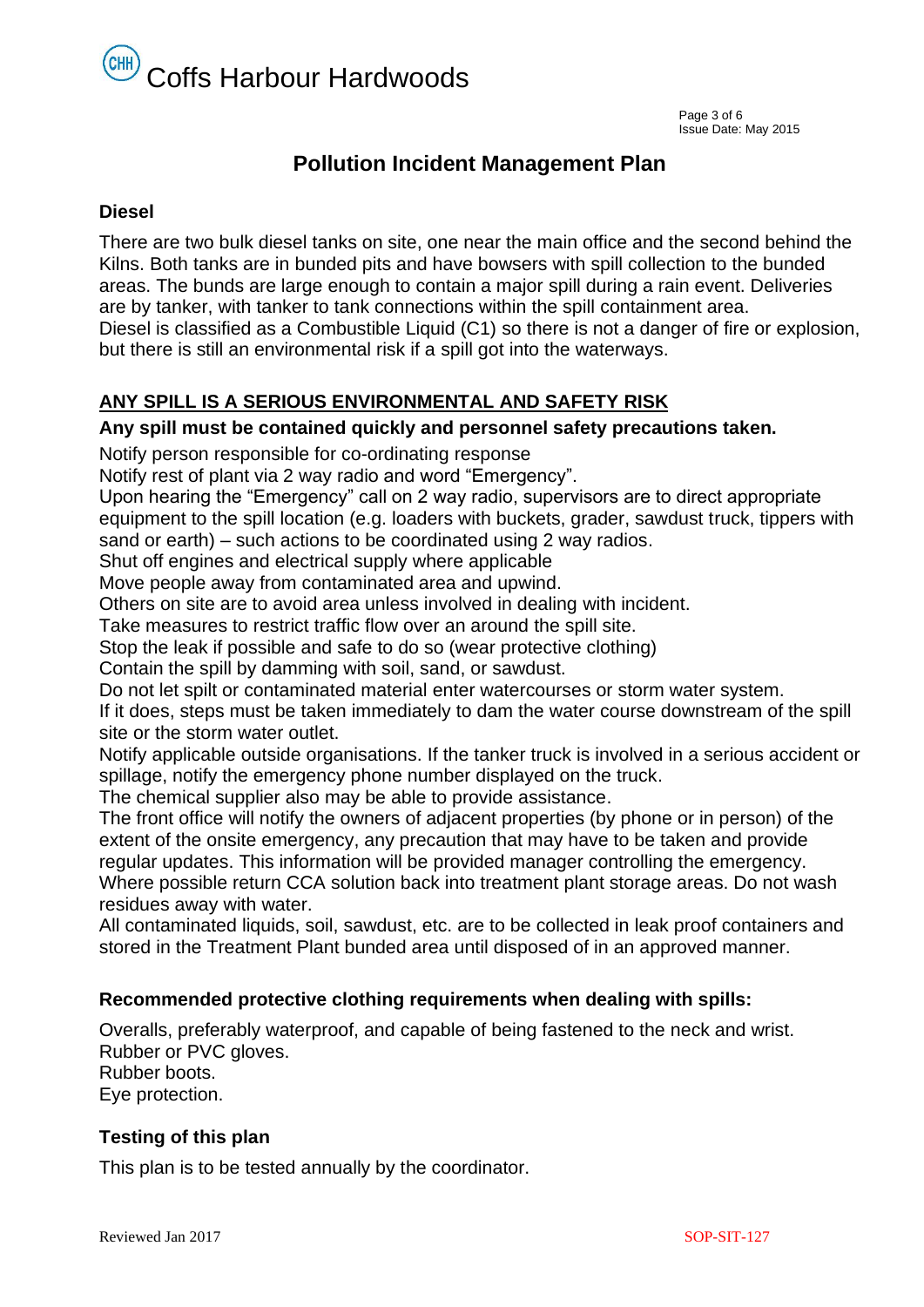# Pollution Incident Management Plan

### Diesel

There are two bulk diesel tanks on site, one near the main office and the second behind the Kilns. Both tanks are in bunded pits and have bowsers with spill collection to the bunded areas. The bunds are large enough to contain a major spill during a rain event. Deliveries are by tanker, with tanker to tank connections within the spill containment area.
Diesel is classified as a Combustible Liquid (C1) so there is not a danger of fire or explosion, but there is still an environmental risk if a spill got into the waterways.

### ANY SPILL IS A SERIOUS ENVIRONMENTAL AND SAFETY RISK

**Any spill must be contained quickly and personnel safety precautions taken.**

Notify person responsible for co-ordinating response
Notify rest of plant via 2 way radio and word "Emergency".
Upon hearing the "Emergency" call on 2 way radio, supervisors are to direct appropriate equipment to the spill location (e.g. loaders with buckets, grader, sawdust truck, tippers with sand or earth) – such actions to be coordinated using 2 way radios.
Shut off engines and electrical supply where applicable
Move people away from contaminated area and upwind.
Others on site are to avoid area unless involved in dealing with incident.
Take measures to restrict traffic flow over an around the spill site.
Stop the leak if possible and safe to do so (wear protective clothing)
Contain the spill by damming with soil, sand, or sawdust.
Do not let spilt or contaminated material enter watercourses or storm water system.
If it does, steps must be taken immediately to dam the water course downstream of the spill site or the storm water outlet.
Notify applicable outside organisations. If the tanker truck is involved in a serious accident or spillage, notify the emergency phone number displayed on the truck.
The chemical supplier also may be able to provide assistance.
The front office will notify the owners of adjacent properties (by phone or in person) of the extent of the onsite emergency, any precaution that may have to be taken and provide regular updates. This information will be provided manager controlling the emergency.
Where possible return CCA solution back into treatment plant storage areas. Do not wash residues away with water.
All contaminated liquids, soil, sawdust, etc. are to be collected in leak proof containers and stored in the Treatment Plant bunded area until disposed of in an approved manner.

### Recommended protective clothing requirements when dealing with spills:

Overalls, preferably waterproof, and capable of being fastened to the neck and wrist.
Rubber or PVC gloves.
Rubber boots.
Eye protection.

### Testing of this plan

This plan is to be tested annually by the coordinator.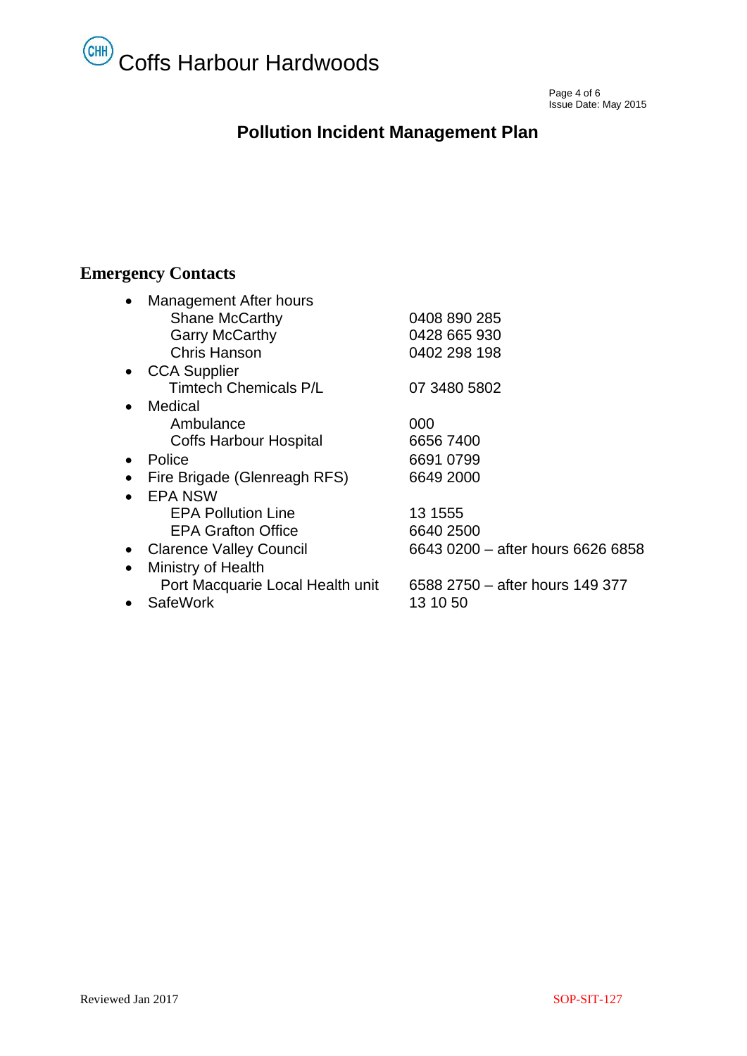# Pollution Incident Management Plan

## Emergency Contacts

- Management After hours
  - Shane McCarthy 0408 890 285
  - Garry McCarthy 0428 665 930
  - Chris Hanson 0402 298 198
- CCA Supplier
  - Timtech Chemicals P/L 07 3480 5802
- Medical
  - Ambulance 000
  - Coffs Harbour Hospital 6656 7400
- Police 6691 0799
- Fire Brigade (Glenreagh RFS) 6649 2000
- EPA NSW
  - EPA Pollution Line 13 1555
  - EPA Grafton Office 6640 2500
- Clarence Valley Council 6643 0200 – after hours 6626 6858
- Ministry of Health
  - Port Macquarie Local Health unit 6588 2750 – after hours 149 377
- SafeWork 13 10 50

Reviewed Jan 2017

SOP-SIT-127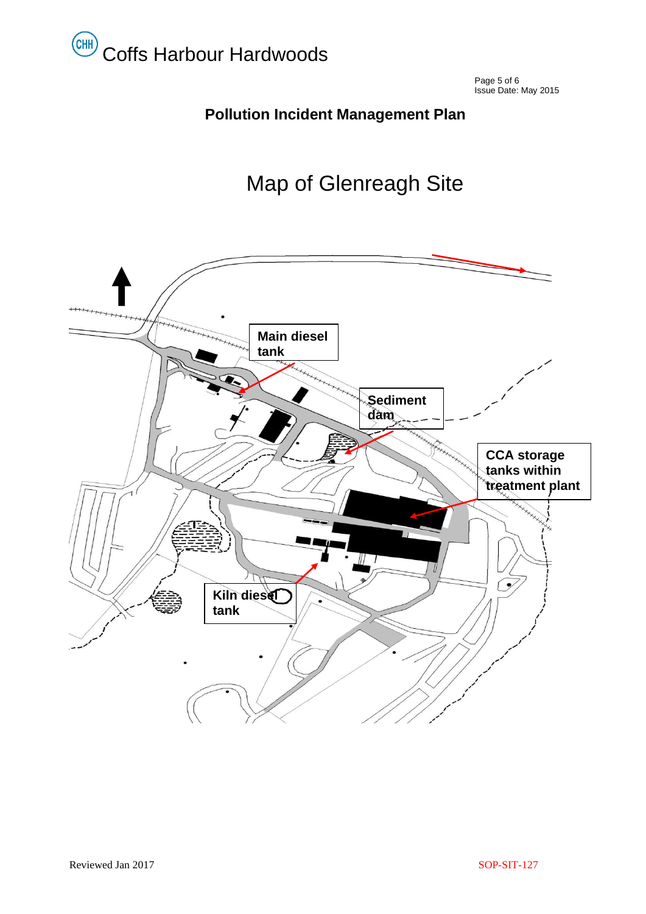# Pollution Incident Management Plan

## Map of Glenreagh Site

Main diesel tank

Sediment dam

CCA storage tanks within treatment plant

Kiln diesel tank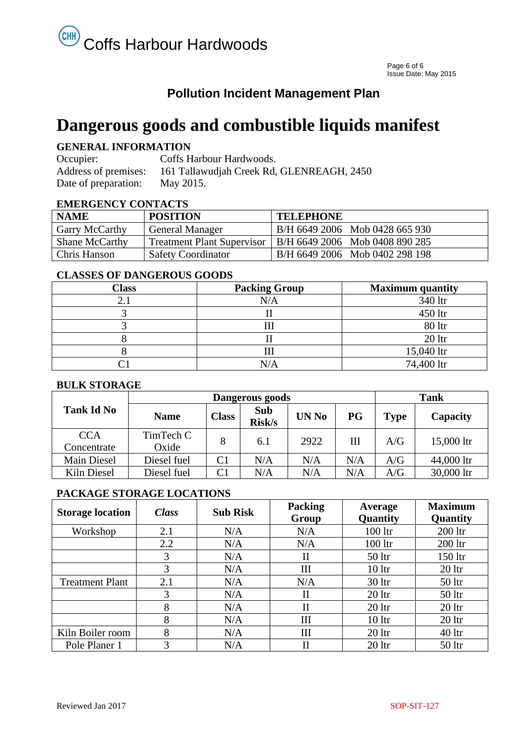# Pollution Incident Management Plan

# Dangerous goods and combustible liquids manifest

### GENERAL INFORMATION

| | |
|---|---|
| Occupier: | Coffs Harbour Hardwoods. |
| Address of premises: | 161 Tallawudjah Creek Rd, GLENREAGH, 2450 |
| Date of preparation: | May 2015. |

### EMERGENCY CONTACTS

| NAME | POSITION | TELEPHONE |
|---|---|---|
| Garry McCarthy | General Manager | B/H 6649 2006 Mob 0428 665 930 |
| Shane McCarthy | Treatment Plant Supervisor | B/H 6649 2006 Mob 0408 890 285 |
| Chris Hanson | Safety Coordinator | B/H 6649 2006 Mob 0402 298 198 |

### CLASSES OF DANGEROUS GOODS

| Class | Packing Group | Maximum quantity |
|---|---|---|
| 2.1 | N/A | 340 ltr |
| 3 | II | 450 ltr |
| 3 | III | 80 ltr |
| 8 | II | 20 ltr |
| 8 | III | 15,040 ltr |
| C1 | N/A | 74,400 ltr |

### BULK STORAGE

| Tank Id No | Dangerous goods | | | | | Tank | |
|---|---|---|---|---|---|---|---|
| | Name | Class | Sub Risk/s | UN No | PG | Type | Capacity |
| CCA Concentrate | TimTech C Oxide | 8 | 6.1 | 2922 | III | A/G | 15,000 ltr |
| Main Diesel | Diesel fuel | C1 | N/A | N/A | N/A | A/G | 44,000 ltr |
| Kiln Diesel | Diesel fuel | C1 | N/A | N/A | N/A | A/G | 30,000 ltr |

### PACKAGE STORAGE LOCATIONS

| Storage location | *Class* | Sub Risk | Packing Group | Average Quantity | Maximum Quantity |
|---|---|---|---|---|---|
| Workshop | 2.1 | N/A | N/A | 100 ltr | 200 ltr |
| | 2.2 | N/A | N/A | 100 ltr | 200 ltr |
| | 3 | N/A | II | 50 ltr | 150 ltr |
| | 3 | N/A | III | 10 ltr | 20 ltr |
| Treatment Plant | 2.1 | N/A | N/A | 30 ltr | 50 ltr |
| | 3 | N/A | II | 20 ltr | 50 ltr |
| | 8 | N/A | II | 20 ltr | 20 ltr |
| | 8 | N/A | III | 10 ltr | 20 ltr |
| Kiln Boiler room | 8 | N/A | III | 20 ltr | 40 ltr |
| Pole Planer 1 | 3 | N/A | II | 20 ltr | 50 ltr |